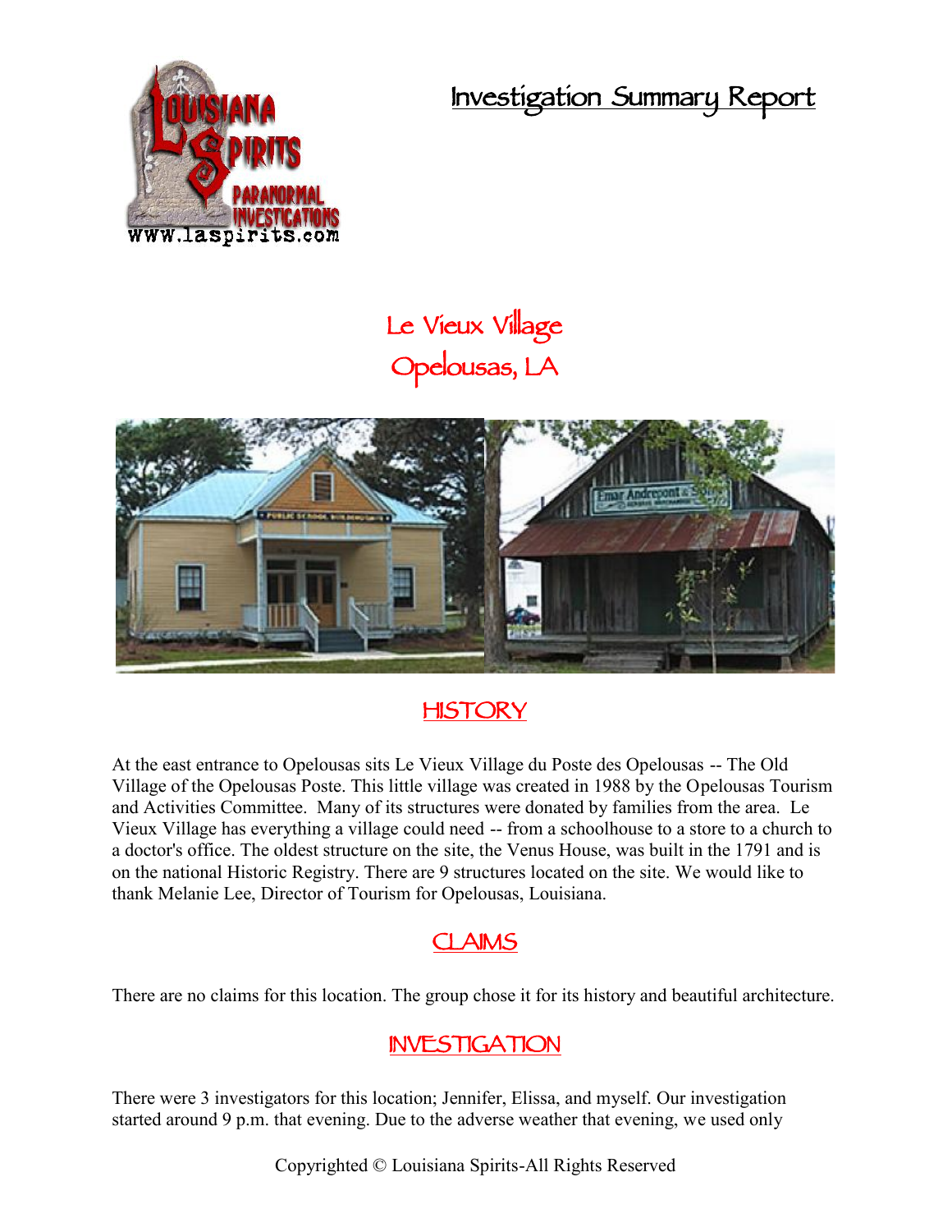# Investigation Summary Report

## Le Vieux Village
## Opelousas, LA

## HISTORY

At the east entrance to Opelousas sits Le Vieux Village du Poste des Opelousas -- The Old Village of the Opelousas Poste. This little village was created in 1988 by the Opelousas Tourism and Activities Committee. Many of its structures were donated by families from the area. Le Vieux Village has everything a village could need -- from a schoolhouse to a store to a church to a doctor's office. The oldest structure on the site, the Venus House, was built in the 1791 and is on the national Historic Registry. There are 9 structures located on the site. We would like to thank Melanie Lee, Director of Tourism for Opelousas, Louisiana.

## CLAIMS

There are no claims for this location. The group chose it for its history and beautiful architecture.

## INVESTIGATION

There were 3 investigators for this location; Jennifer, Elissa, and myself. Our investigation started around 9 p.m. that evening. Due to the adverse weather that evening, we used only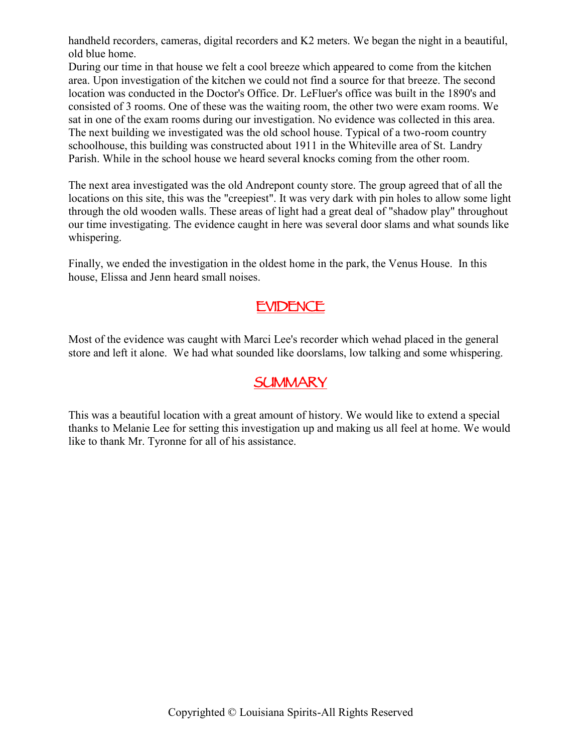handheld recorders, cameras, digital recorders and K2 meters. We began the night in a beautiful, old blue home.

During our time in that house we felt a cool breeze which appeared to come from the kitchen area. Upon investigation of the kitchen we could not find a source for that breeze. The second location was conducted in the Doctor's Office. Dr. LeFluer's office was built in the 1890's and consisted of 3 rooms. One of these was the waiting room, the other two were exam rooms. We sat in one of the exam rooms during our investigation. No evidence was collected in this area. The next building we investigated was the old school house. Typical of a two-room country schoolhouse, this building was constructed about 1911 in the Whiteville area of St. Landry Parish. While in the school house we heard several knocks coming from the other room.

The next area investigated was the old Andrepont county store. The group agreed that of all the locations on this site, this was the "creepiest". It was very dark with pin holes to allow some light through the old wooden walls. These areas of light had a great deal of "shadow play" throughout our time investigating. The evidence caught in here was several door slams and what sounds like whispering.

Finally, we ended the investigation in the oldest home in the park, the Venus House. In this house, Elissa and Jenn heard small noises.

## EVIDENCE

Most of the evidence was caught with Marci Lee's recorder which wehad placed in the general store and left it alone. We had what sounded like doorslams, low talking and some whispering.

## SUMMARY

This was a beautiful location with a great amount of history. We would like to extend a special thanks to Melanie Lee for setting this investigation up and making us all feel at home. We would like to thank Mr. Tyronne for all of his assistance.

Copyrighted © Louisiana Spirits-All Rights Reserved